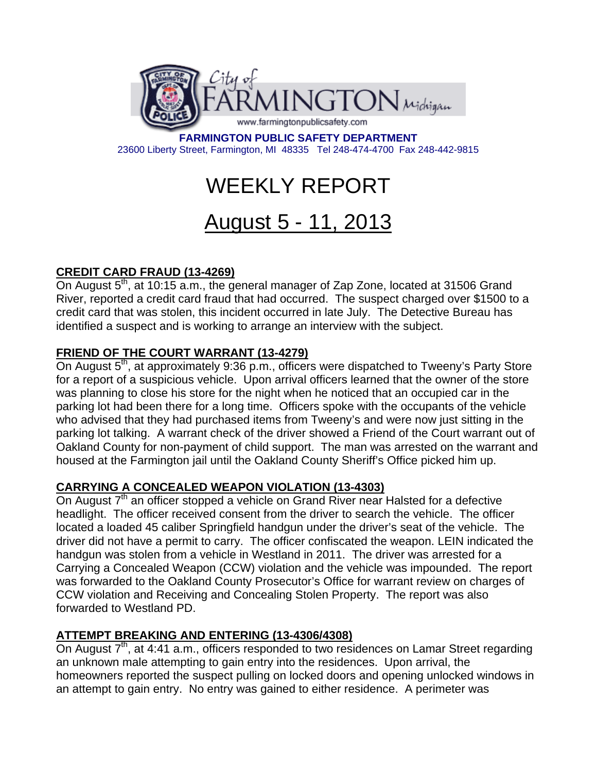City of FARMINGTON Michigan

www.farmingtonpublicsafety.com

**FARMINGTON PUBLIC SAFETY DEPARTMENT**
23600 Liberty Street, Farmington, MI 48335 Tel 248-474-4700 Fax 248-442-9815

# WEEKLY REPORT

# August 5 - 11, 2013

## CREDIT CARD FRAUD (13-4269)

On August 5th, at 10:15 a.m., the general manager of Zap Zone, located at 31506 Grand River, reported a credit card fraud that had occurred. The suspect charged over $1500 to a credit card that was stolen, this incident occurred in late July. The Detective Bureau has identified a suspect and is working to arrange an interview with the subject.

## FRIEND OF THE COURT WARRANT (13-4279)

On August 5th, at approximately 9:36 p.m., officers were dispatched to Tweeny's Party Store for a report of a suspicious vehicle. Upon arrival officers learned that the owner of the store was planning to close his store for the night when he noticed that an occupied car in the parking lot had been there for a long time. Officers spoke with the occupants of the vehicle who advised that they had purchased items from Tweeny's and were now just sitting in the parking lot talking. A warrant check of the driver showed a Friend of the Court warrant out of Oakland County for non-payment of child support. The man was arrested on the warrant and housed at the Farmington jail until the Oakland County Sheriff's Office picked him up.

## CARRYING A CONCEALED WEAPON VIOLATION (13-4303)

On August 7th an officer stopped a vehicle on Grand River near Halsted for a defective headlight. The officer received consent from the driver to search the vehicle. The officer located a loaded 45 caliber Springfield handgun under the driver's seat of the vehicle. The driver did not have a permit to carry. The officer confiscated the weapon. LEIN indicated the handgun was stolen from a vehicle in Westland in 2011. The driver was arrested for a Carrying a Concealed Weapon (CCW) violation and the vehicle was impounded. The report was forwarded to the Oakland County Prosecutor's Office for warrant review on charges of CCW violation and Receiving and Concealing Stolen Property. The report was also forwarded to Westland PD.

## ATTEMPT BREAKING AND ENTERING (13-4306/4308)

On August 7th, at 4:41 a.m., officers responded to two residences on Lamar Street regarding an unknown male attempting to gain entry into the residences. Upon arrival, the homeowners reported the suspect pulling on locked doors and opening unlocked windows in an attempt to gain entry. No entry was gained to either residence. A perimeter was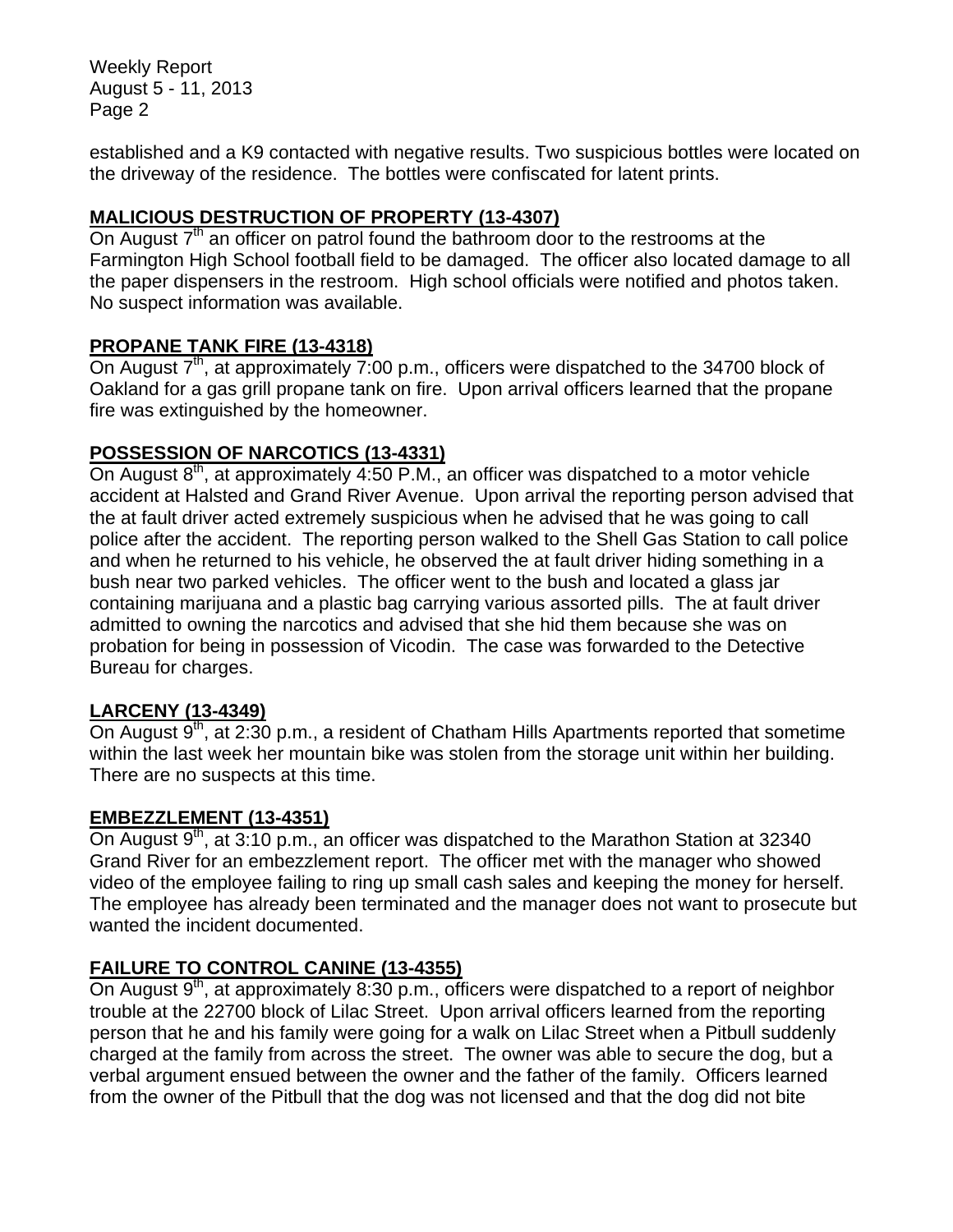established and a K9 contacted with negative results. Two suspicious bottles were located on the driveway of the residence. The bottles were confiscated for latent prints.

**MALICIOUS DESTRUCTION OF PROPERTY (13-4307)**

On August 7th an officer on patrol found the bathroom door to the restrooms at the Farmington High School football field to be damaged. The officer also located damage to all the paper dispensers in the restroom. High school officials were notified and photos taken. No suspect information was available.

**PROPANE TANK FIRE (13-4318)**

On August 7th, at approximately 7:00 p.m., officers were dispatched to the 34700 block of Oakland for a gas grill propane tank on fire. Upon arrival officers learned that the propane fire was extinguished by the homeowner.

**POSSESSION OF NARCOTICS (13-4331)**

On August 8th, at approximately 4:50 P.M., an officer was dispatched to a motor vehicle accident at Halsted and Grand River Avenue. Upon arrival the reporting person advised that the at fault driver acted extremely suspicious when he advised that he was going to call police after the accident. The reporting person walked to the Shell Gas Station to call police and when he returned to his vehicle, he observed the at fault driver hiding something in a bush near two parked vehicles. The officer went to the bush and located a glass jar containing marijuana and a plastic bag carrying various assorted pills. The at fault driver admitted to owning the narcotics and advised that she hid them because she was on probation for being in possession of Vicodin. The case was forwarded to the Detective Bureau for charges.

**LARCENY (13-4349)**

On August 9th, at 2:30 p.m., a resident of Chatham Hills Apartments reported that sometime within the last week her mountain bike was stolen from the storage unit within her building. There are no suspects at this time.

**EMBEZZLEMENT (13-4351)**

On August 9th, at 3:10 p.m., an officer was dispatched to the Marathon Station at 32340 Grand River for an embezzlement report. The officer met with the manager who showed video of the employee failing to ring up small cash sales and keeping the money for herself. The employee has already been terminated and the manager does not want to prosecute but wanted the incident documented.

**FAILURE TO CONTROL CANINE (13-4355)**

On August 9th, at approximately 8:30 p.m., officers were dispatched to a report of neighbor trouble at the 22700 block of Lilac Street. Upon arrival officers learned from the reporting person that he and his family were going for a walk on Lilac Street when a Pitbull suddenly charged at the family from across the street. The owner was able to secure the dog, but a verbal argument ensued between the owner and the father of the family. Officers learned from the owner of the Pitbull that the dog was not licensed and that the dog did not bite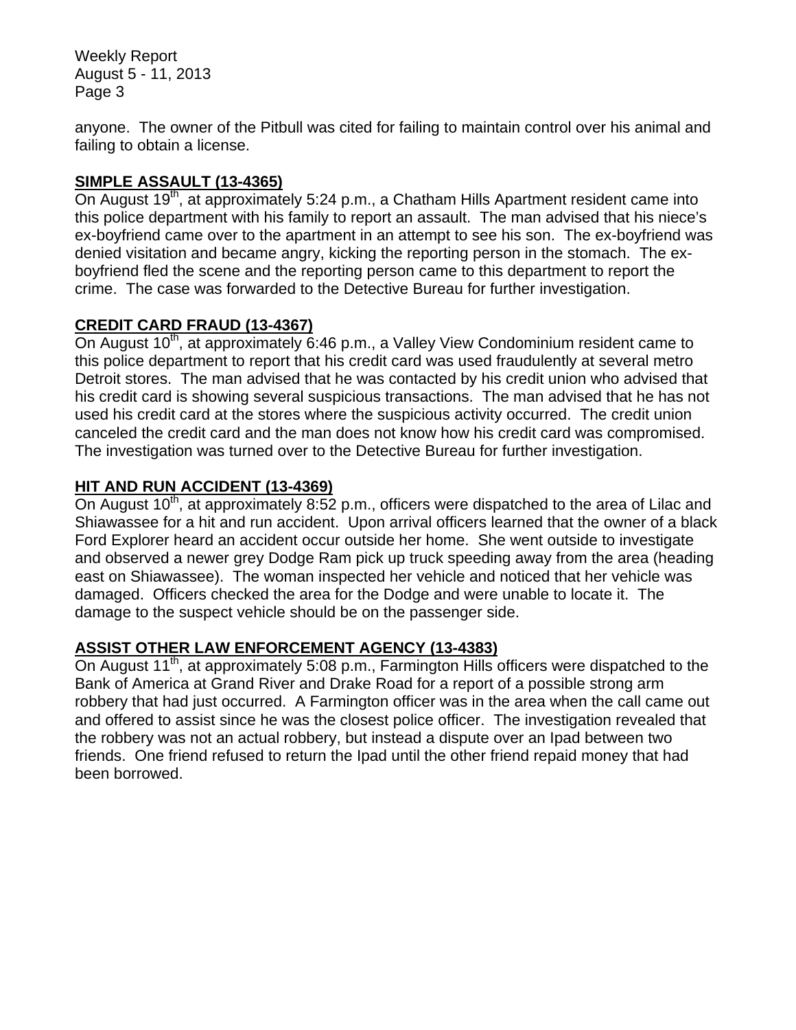anyone. The owner of the Pitbull was cited for failing to maintain control over his animal and failing to obtain a license.

**SIMPLE ASSAULT (13-4365)**

On August 19th, at approximately 5:24 p.m., a Chatham Hills Apartment resident came into this police department with his family to report an assault. The man advised that his niece's ex-boyfriend came over to the apartment in an attempt to see his son. The ex-boyfriend was denied visitation and became angry, kicking the reporting person in the stomach. The ex-boyfriend fled the scene and the reporting person came to this department to report the crime. The case was forwarded to the Detective Bureau for further investigation.

**CREDIT CARD FRAUD (13-4367)**

On August 10th, at approximately 6:46 p.m., a Valley View Condominium resident came to this police department to report that his credit card was used fraudulently at several metro Detroit stores. The man advised that he was contacted by his credit union who advised that his credit card is showing several suspicious transactions. The man advised that he has not used his credit card at the stores where the suspicious activity occurred. The credit union canceled the credit card and the man does not know how his credit card was compromised. The investigation was turned over to the Detective Bureau for further investigation.

**HIT AND RUN ACCIDENT (13-4369)**

On August 10th, at approximately 8:52 p.m., officers were dispatched to the area of Lilac and Shiawassee for a hit and run accident. Upon arrival officers learned that the owner of a black Ford Explorer heard an accident occur outside her home. She went outside to investigate and observed a newer grey Dodge Ram pick up truck speeding away from the area (heading east on Shiawassee). The woman inspected her vehicle and noticed that her vehicle was damaged. Officers checked the area for the Dodge and were unable to locate it. The damage to the suspect vehicle should be on the passenger side.

**ASSIST OTHER LAW ENFORCEMENT AGENCY (13-4383)**

On August 11th, at approximately 5:08 p.m., Farmington Hills officers were dispatched to the Bank of America at Grand River and Drake Road for a report of a possible strong arm robbery that had just occurred. A Farmington officer was in the area when the call came out and offered to assist since he was the closest police officer. The investigation revealed that the robbery was not an actual robbery, but instead a dispute over an Ipad between two friends. One friend refused to return the Ipad until the other friend repaid money that had been borrowed.